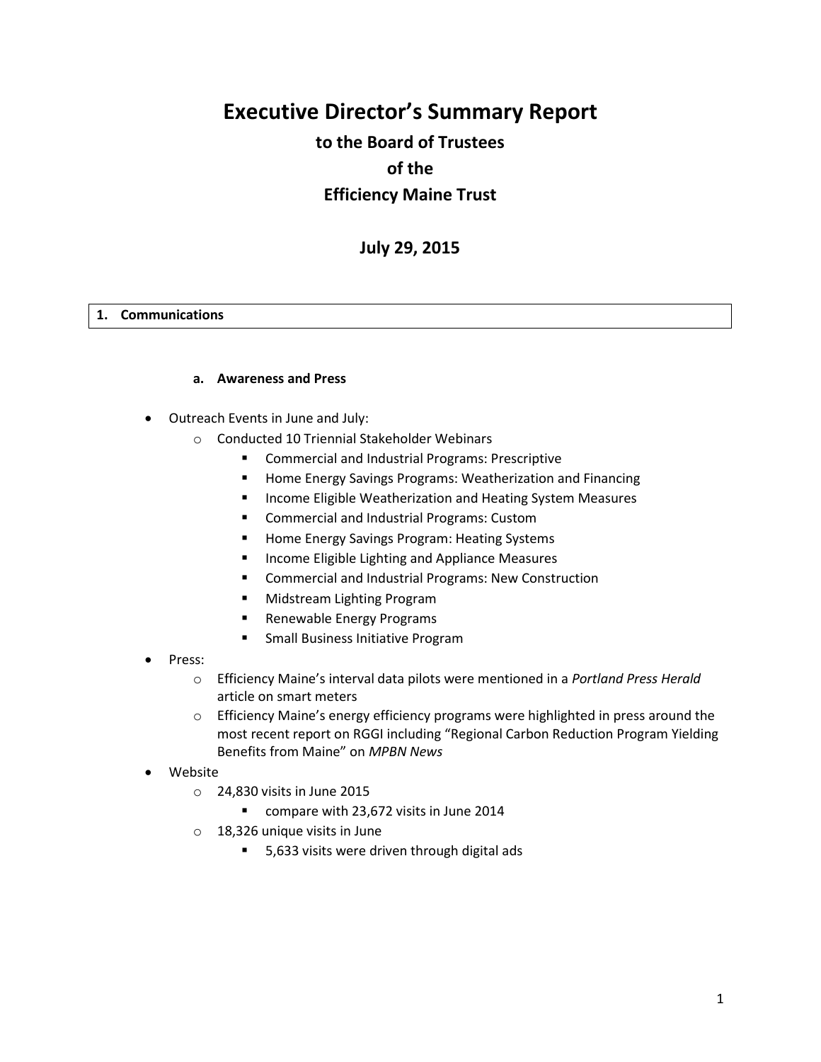# Executive Director's Summary Report

## to the Board of Trustees

## of the

## Efficiency Maine Trust

## July 29, 2015

### 1. Communications

#### a. Awareness and Press

- Outreach Events in June and July:
  - Conducted 10 Triennial Stakeholder Webinars
    - Commercial and Industrial Programs: Prescriptive
    - Home Energy Savings Programs: Weatherization and Financing
    - Income Eligible Weatherization and Heating System Measures
    - Commercial and Industrial Programs: Custom
    - Home Energy Savings Program: Heating Systems
    - Income Eligible Lighting and Appliance Measures
    - Commercial and Industrial Programs: New Construction
    - Midstream Lighting Program
    - Renewable Energy Programs
    - Small Business Initiative Program
- Press:
  - Efficiency Maine's interval data pilots were mentioned in a *Portland Press Herald* article on smart meters
  - Efficiency Maine's energy efficiency programs were highlighted in press around the most recent report on RGGI including "Regional Carbon Reduction Program Yielding Benefits from Maine" on *MPBN News*
- Website
  - 24,830 visits in June 2015
    - compare with 23,672 visits in June 2014
  - 18,326 unique visits in June
    - 5,633 visits were driven through digital ads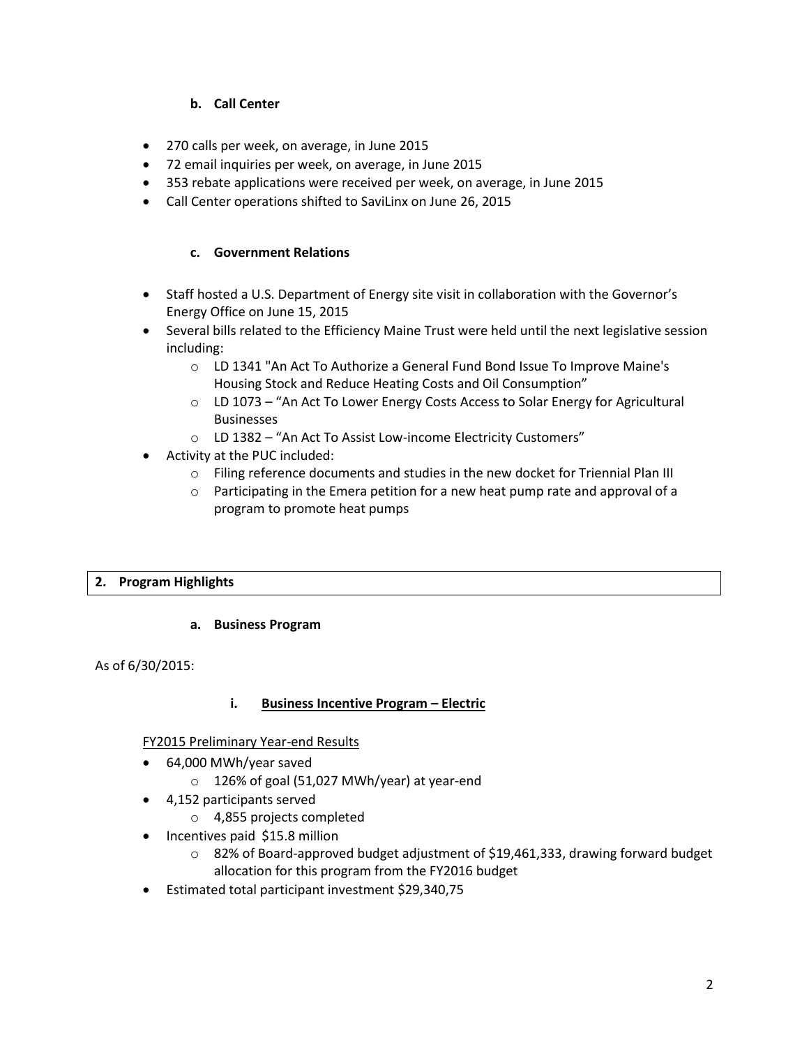### b. Call Center

- 270 calls per week, on average, in June 2015
- 72 email inquiries per week, on average, in June 2015
- 353 rebate applications were received per week, on average, in June 2015
- Call Center operations shifted to SaviLinx on June 26, 2015

### c. Government Relations

- Staff hosted a U.S. Department of Energy site visit in collaboration with the Governor's Energy Office on June 15, 2015
- Several bills related to the Efficiency Maine Trust were held until the next legislative session including:
  - LD 1341 "An Act To Authorize a General Fund Bond Issue To Improve Maine's Housing Stock and Reduce Heating Costs and Oil Consumption"
  - LD 1073 – "An Act To Lower Energy Costs Access to Solar Energy for Agricultural Businesses
  - LD 1382 – "An Act To Assist Low-income Electricity Customers"
- Activity at the PUC included:
  - Filing reference documents and studies in the new docket for Triennial Plan III
  - Participating in the Emera petition for a new heat pump rate and approval of a program to promote heat pumps

## 2. Program Highlights

### a. Business Program

As of 6/30/2015:

#### i. Business Incentive Program – Electric

FY2015 Preliminary Year-end Results

- 64,000 MWh/year saved
  - 126% of goal (51,027 MWh/year) at year-end
- 4,152 participants served
  - 4,855 projects completed
- Incentives paid $15.8 million
  - 82% of Board-approved budget adjustment of $19,461,333, drawing forward budget allocation for this program from the FY2016 budget
- Estimated total participant investment $29,340,75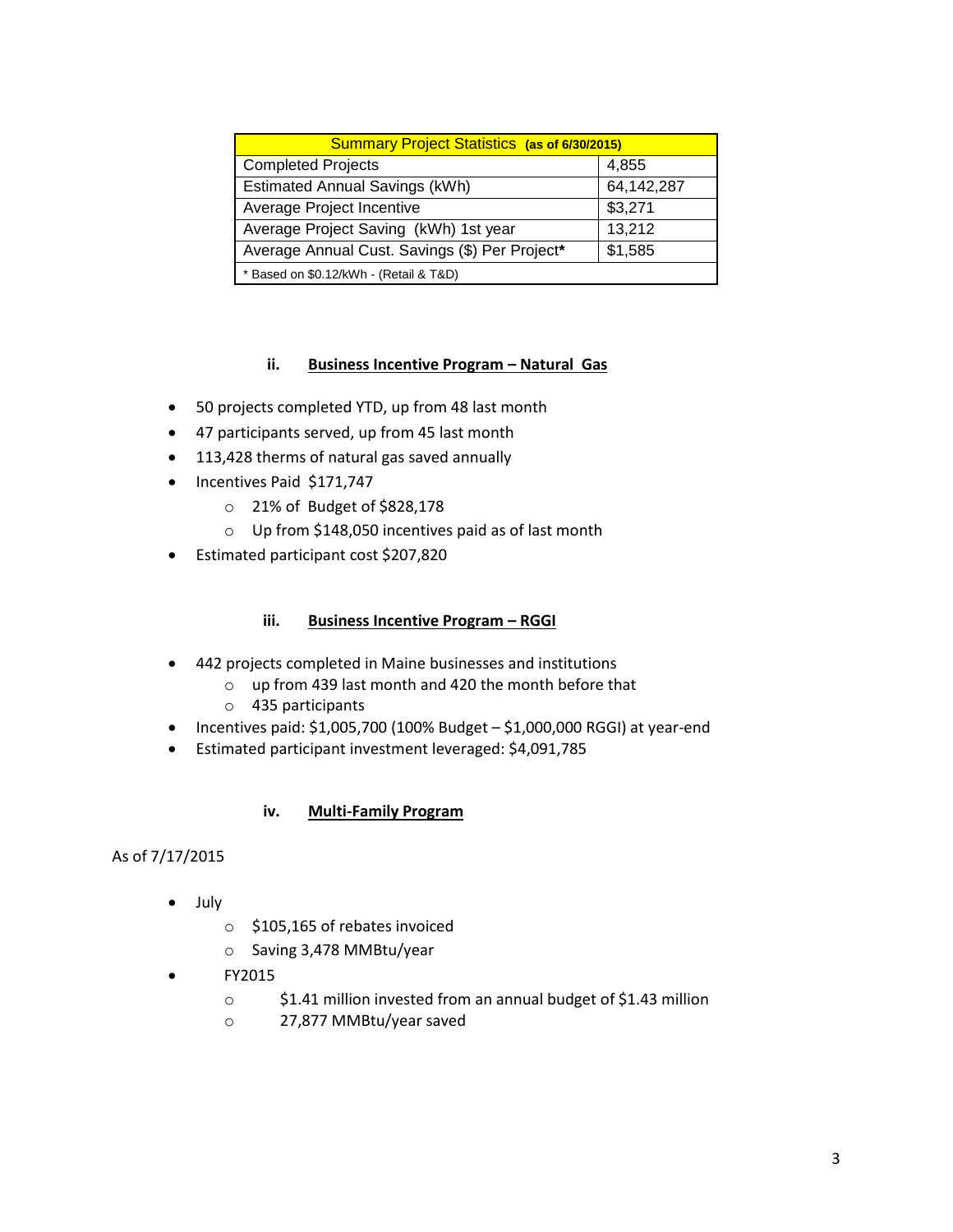| Summary Project Statistics **(as of 6/30/2015)** | |
|---|---|
| Completed Projects | 4,855 |
| Estimated Annual Savings (kWh) | 64,142,287 |
| Average Project Incentive | $3,271 |
| Average Project Saving (kWh) 1st year | 13,212 |
| Average Annual Cust. Savings ($) Per Project* | $1,585 |
| * Based on $0.12/kWh - (Retail & T&D) | |

### ii. Business Incentive Program – Natural Gas

- 50 projects completed YTD, up from 48 last month
- 47 participants served, up from 45 last month
- 113,428 therms of natural gas saved annually
- Incentives Paid $171,747
  - 21% of Budget of $828,178
  - Up from $148,050 incentives paid as of last month
- Estimated participant cost $207,820

### iii. Business Incentive Program – RGGI

- 442 projects completed in Maine businesses and institutions
  - up from 439 last month and 420 the month before that
  - 435 participants
- Incentives paid: $1,005,700 (100% Budget – $1,000,000 RGGI) at year-end
- Estimated participant investment leveraged: $4,091,785

### iv. Multi-Family Program

As of 7/17/2015

- July
  - $105,165 of rebates invoiced
  - Saving 3,478 MMBtu/year
- FY2015
  - $1.41 million invested from an annual budget of $1.43 million
  - 27,877 MMBtu/year saved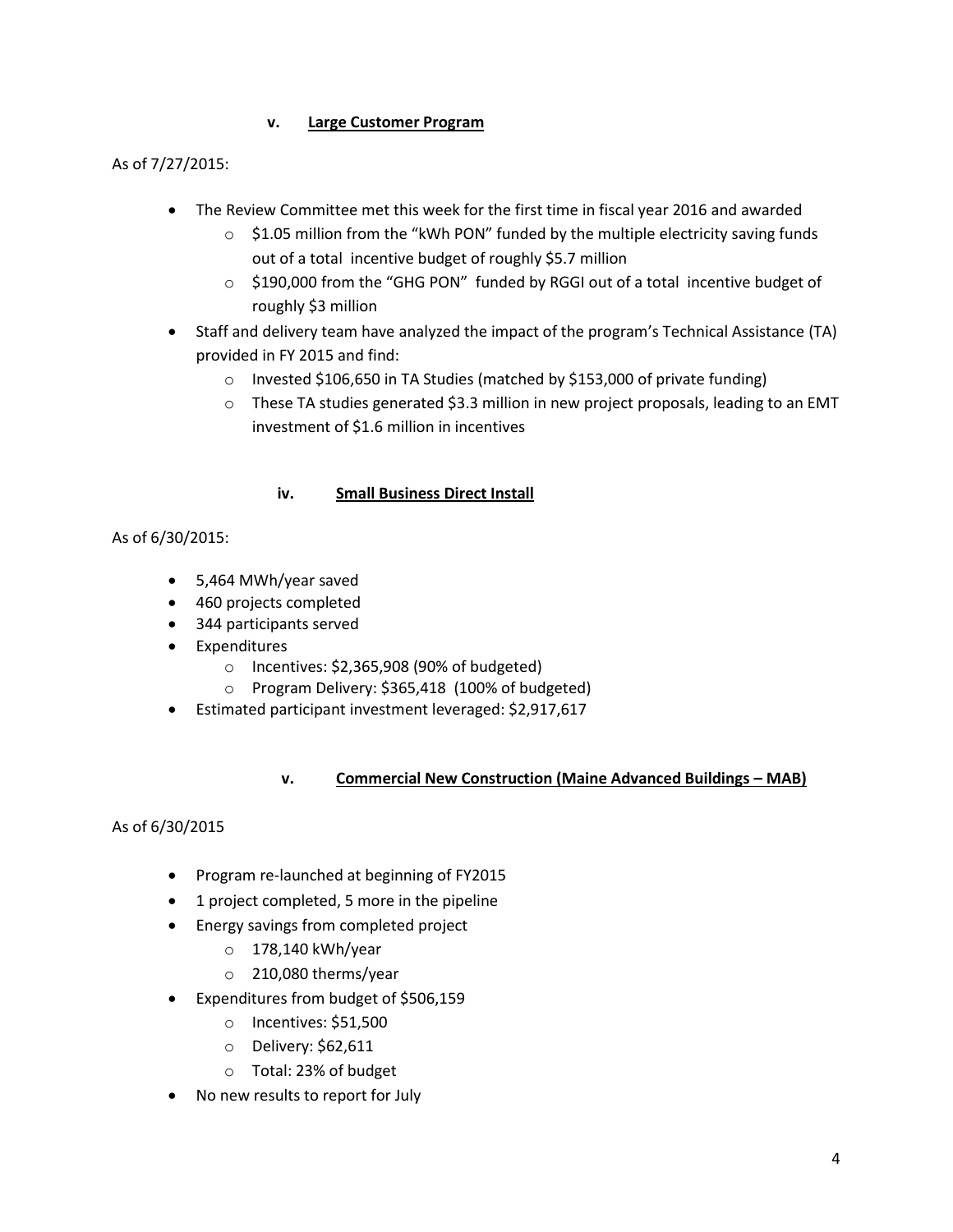### v. Large Customer Program

As of 7/27/2015:

- The Review Committee met this week for the first time in fiscal year 2016 and awarded
  - $1.05 million from the "kWh PON" funded by the multiple electricity saving funds out of a total incentive budget of roughly $5.7 million
  - $190,000 from the "GHG PON" funded by RGGI out of a total incentive budget of roughly $3 million
- Staff and delivery team have analyzed the impact of the program's Technical Assistance (TA) provided in FY 2015 and find:
  - Invested $106,650 in TA Studies (matched by $153,000 of private funding)
  - These TA studies generated $3.3 million in new project proposals, leading to an EMT investment of $1.6 million in incentives

### iv. Small Business Direct Install

As of 6/30/2015:

- 5,464 MWh/year saved
- 460 projects completed
- 344 participants served
- Expenditures
  - Incentives: $2,365,908 (90% of budgeted)
  - Program Delivery: $365,418 (100% of budgeted)
- Estimated participant investment leveraged: $2,917,617

### v. Commercial New Construction (Maine Advanced Buildings – MAB)

As of 6/30/2015

- Program re-launched at beginning of FY2015
- 1 project completed, 5 more in the pipeline
- Energy savings from completed project
  - 178,140 kWh/year
  - 210,080 therms/year
- Expenditures from budget of $506,159
  - Incentives: $51,500
  - Delivery: $62,611
  - Total: 23% of budget
- No new results to report for July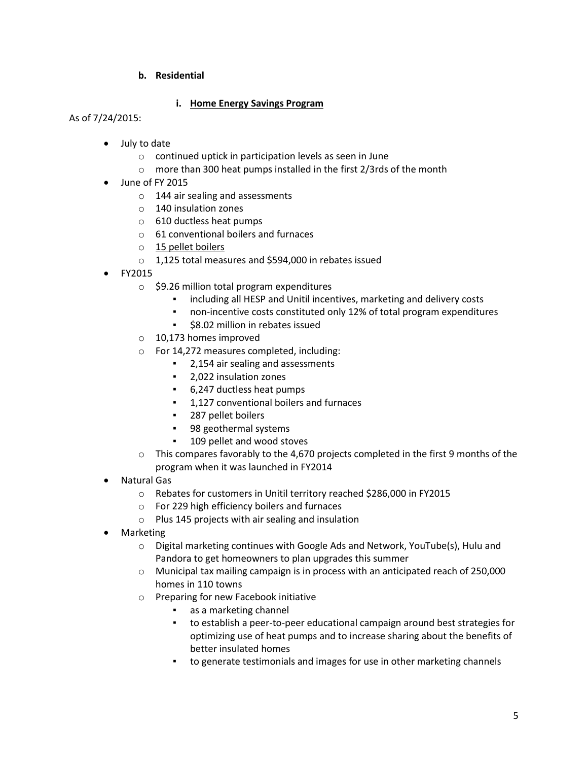**b. Residential**

**i. <u>Home Energy Savings Program</u>**

As of 7/24/2015:

- July to date
  - continued uptick in participation levels as seen in June
  - more than 300 heat pumps installed in the first 2/3rds of the month
- June of FY 2015
  - 144 air sealing and assessments
  - 140 insulation zones
  - 610 ductless heat pumps
  - 61 conventional boilers and furnaces
  - <u>15 pellet boilers</u>
  - 1,125 total measures and $594,000 in rebates issued
- FY2015
  - $9.26 million total program expenditures
    - including all HESP and Unitil incentives, marketing and delivery costs
    - non-incentive costs constituted only 12% of total program expenditures
    - $8.02 million in rebates issued
  - 10,173 homes improved
  - For 14,272 measures completed, including:
    - 2,154 air sealing and assessments
    - 2,022 insulation zones
    - 6,247 ductless heat pumps
    - 1,127 conventional boilers and furnaces
    - 287 pellet boilers
    - 98 geothermal systems
    - 109 pellet and wood stoves
  - This compares favorably to the 4,670 projects completed in the first 9 months of the program when it was launched in FY2014
- Natural Gas
  - Rebates for customers in Unitil territory reached $286,000 in FY2015
  - For 229 high efficiency boilers and furnaces
  - Plus 145 projects with air sealing and insulation
- Marketing
  - Digital marketing continues with Google Ads and Network, YouTube(s), Hulu and Pandora to get homeowners to plan upgrades this summer
  - Municipal tax mailing campaign is in process with an anticipated reach of 250,000 homes in 110 towns
  - Preparing for new Facebook initiative
    - as a marketing channel
    - to establish a peer-to-peer educational campaign around best strategies for optimizing use of heat pumps and to increase sharing about the benefits of better insulated homes
    - to generate testimonials and images for use in other marketing channels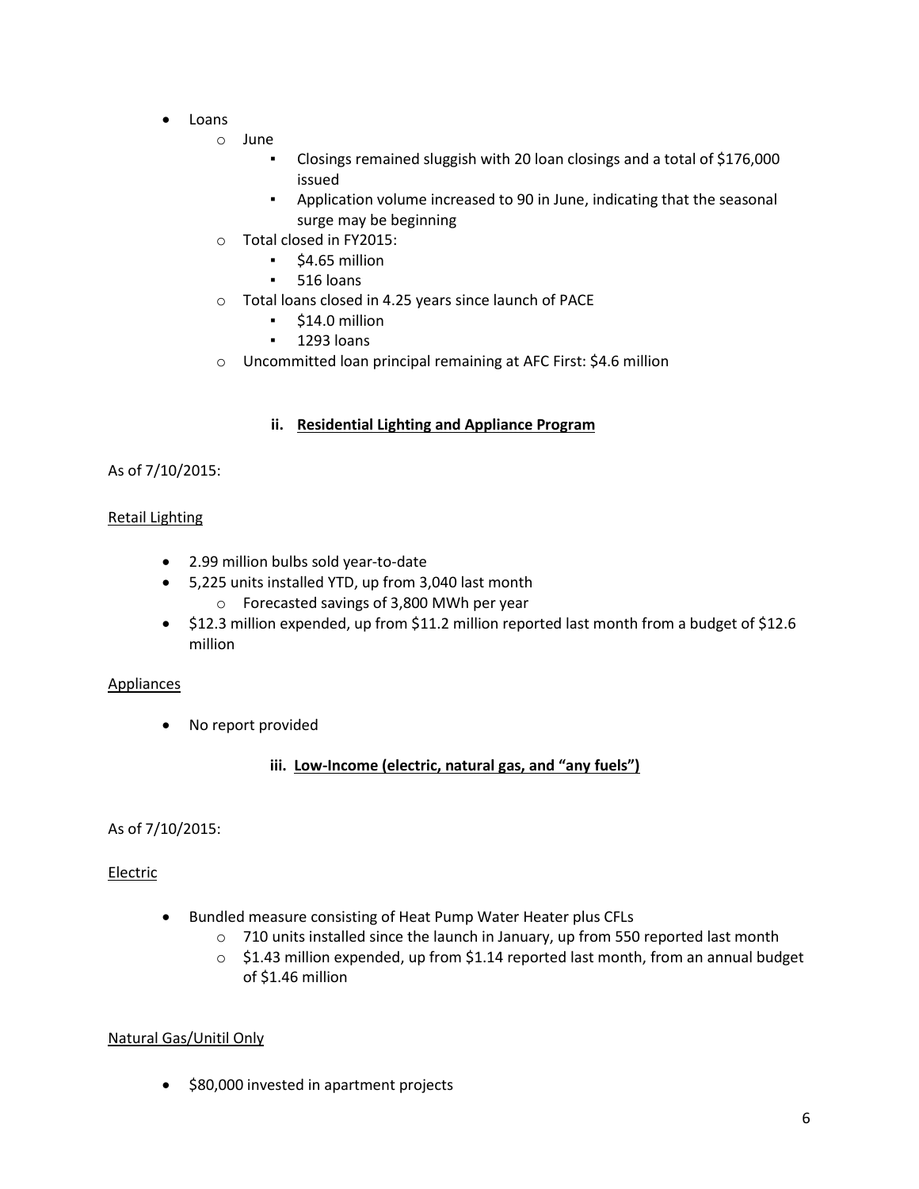- Loans
    - June
        - Closings remained sluggish with 20 loan closings and a total of $176,000 issued
        - Application volume increased to 90 in June, indicating that the seasonal surge may be beginning
    - Total closed in FY2015:
        - $4.65 million
        - 516 loans
    - Total loans closed in 4.25 years since launch of PACE
        - $14.0 million
        - 1293 loans
    - Uncommitted loan principal remaining at AFC First: $4.6 million

### ii. <u>Residential Lighting and Appliance Program</u>

As of 7/10/2015:

<u>Retail Lighting</u>

- 2.99 million bulbs sold year-to-date
- 5,225 units installed YTD, up from 3,040 last month
    - Forecasted savings of 3,800 MWh per year
- $12.3 million expended, up from $11.2 million reported last month from a budget of $12.6 million

<u>Appliances</u>

- No report provided

### iii. <u>Low-Income (electric, natural gas, and "any fuels")</u>

As of 7/10/2015:

<u>Electric</u>

- Bundled measure consisting of Heat Pump Water Heater plus CFLs
    - 710 units installed since the launch in January, up from 550 reported last month
    - $1.43 million expended, up from $1.14 reported last month, from an annual budget of $1.46 million

<u>Natural Gas/Unitil Only</u>

- $80,000 invested in apartment projects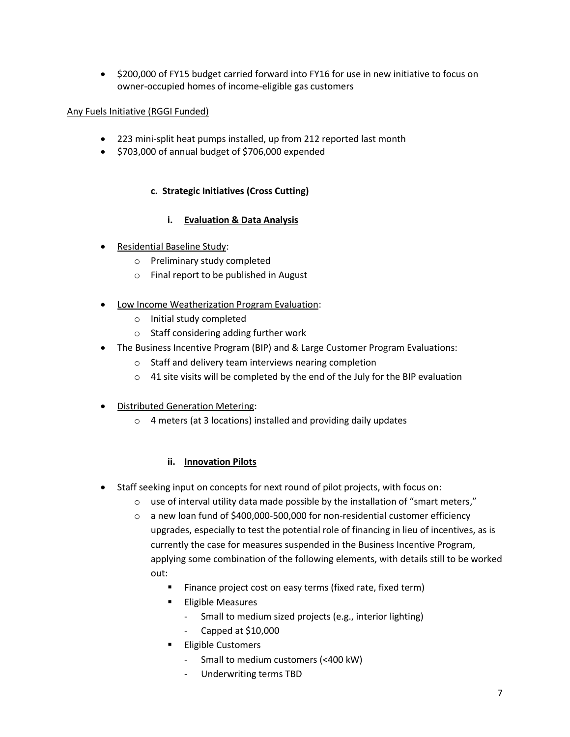- $200,000 of FY15 budget carried forward into FY16 for use in new initiative to focus on owner-occupied homes of income-eligible gas customers

Any Fuels Initiative (RGGI Funded)

- 223 mini-split heat pumps installed, up from 212 reported last month
- $703,000 of annual budget of $706,000 expended

### c. Strategic Initiatives (Cross Cutting)

#### i. Evaluation & Data Analysis

- Residential Baseline Study:
  - Preliminary study completed
  - Final report to be published in August
- Low Income Weatherization Program Evaluation:
  - Initial study completed
  - Staff considering adding further work
- The Business Incentive Program (BIP) and & Large Customer Program Evaluations:
  - Staff and delivery team interviews nearing completion
  - 41 site visits will be completed by the end of the July for the BIP evaluation
- Distributed Generation Metering:
  - 4 meters (at 3 locations) installed and providing daily updates

#### ii. Innovation Pilots

- Staff seeking input on concepts for next round of pilot projects, with focus on:
  - use of interval utility data made possible by the installation of "smart meters,"
  - a new loan fund of $400,000-500,000 for non-residential customer efficiency upgrades, especially to test the potential role of financing in lieu of incentives, as is currently the case for measures suspended in the Business Incentive Program, applying some combination of the following elements, with details still to be worked out:
    - Finance project cost on easy terms (fixed rate, fixed term)
    - Eligible Measures
      - Small to medium sized projects (e.g., interior lighting)
      - Capped at $10,000
    - Eligible Customers
      - Small to medium customers (<400 kW)
      - Underwriting terms TBD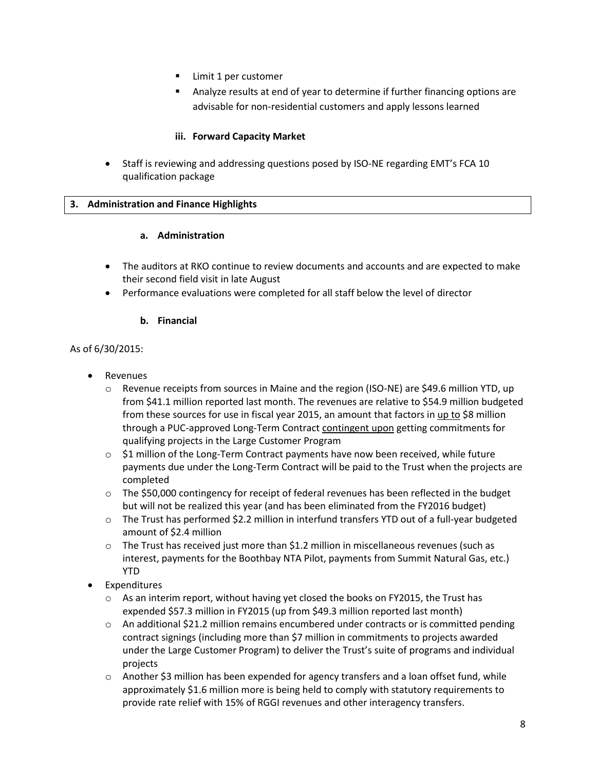- Limit 1 per customer
- Analyze results at end of year to determine if further financing options are advisable for non-residential customers and apply lessons learned

**iii. Forward Capacity Market**

- Staff is reviewing and addressing questions posed by ISO-NE regarding EMT's FCA 10 qualification package

## 3. Administration and Finance Highlights

**a. Administration**

- The auditors at RKO continue to review documents and accounts and are expected to make their second field visit in late August
- Performance evaluations were completed for all staff below the level of director

**b. Financial**

As of 6/30/2015:

- Revenues
  - Revenue receipts from sources in Maine and the region (ISO-NE) are $49.6 million YTD, up from $41.1 million reported last month. The revenues are relative to $54.9 million budgeted from these sources for use in fiscal year 2015, an amount that factors in up to $8 million through a PUC-approved Long-Term Contract contingent upon getting commitments for qualifying projects in the Large Customer Program
  - $1 million of the Long-Term Contract payments have now been received, while future payments due under the Long-Term Contract will be paid to the Trust when the projects are completed
  - The $50,000 contingency for receipt of federal revenues has been reflected in the budget but will not be realized this year (and has been eliminated from the FY2016 budget)
  - The Trust has performed $2.2 million in interfund transfers YTD out of a full-year budgeted amount of $2.4 million
  - The Trust has received just more than $1.2 million in miscellaneous revenues (such as interest, payments for the Boothbay NTA Pilot, payments from Summit Natural Gas, etc.) YTD
- Expenditures
  - As an interim report, without having yet closed the books on FY2015, the Trust has expended $57.3 million in FY2015 (up from $49.3 million reported last month)
  - An additional $21.2 million remains encumbered under contracts or is committed pending contract signings (including more than $7 million in commitments to projects awarded under the Large Customer Program) to deliver the Trust's suite of programs and individual projects
  - Another $3 million has been expended for agency transfers and a loan offset fund, while approximately $1.6 million more is being held to comply with statutory requirements to provide rate relief with 15% of RGGI revenues and other interagency transfers.